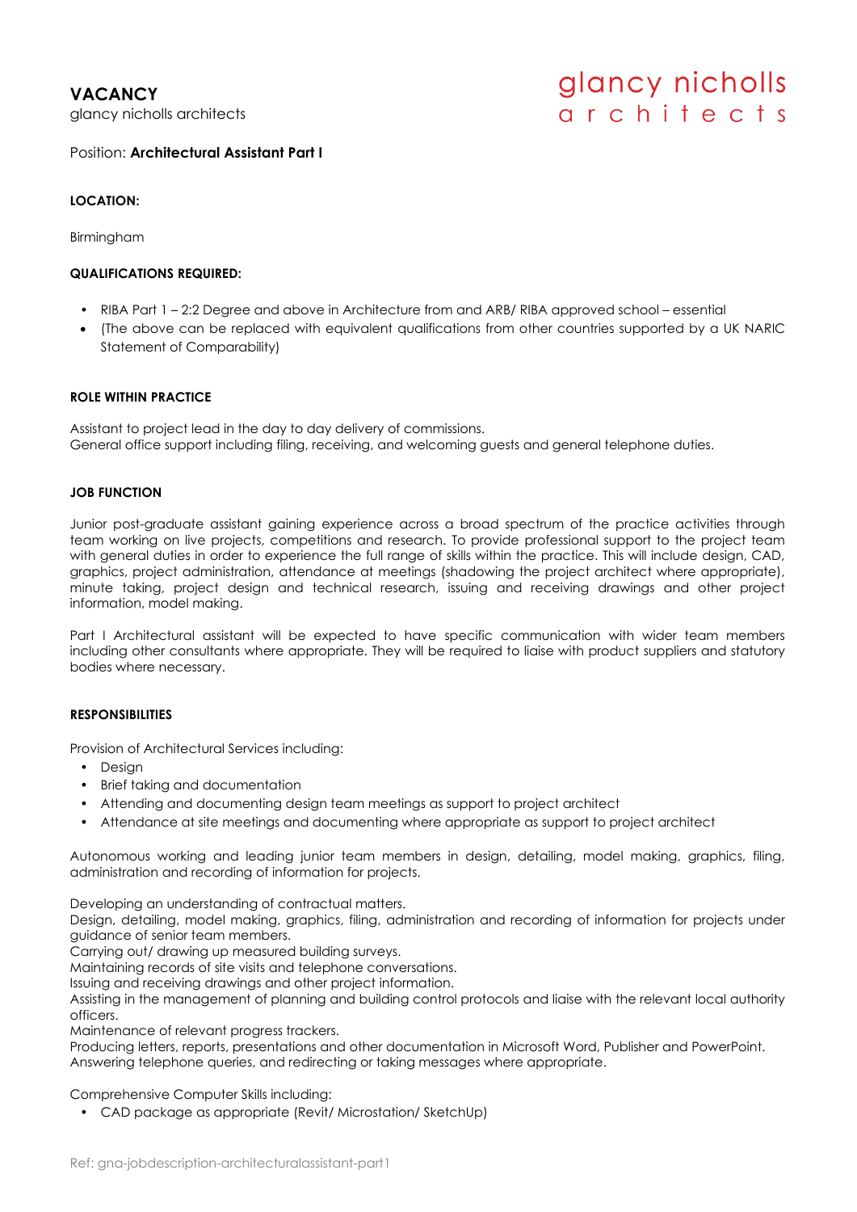# VACANCY

glancy nicholls architects

glancy nicholls
a r c h i t e c t s

Position: **Architectural Assistant Part I**

**LOCATION:**

Birmingham

**QUALIFICATIONS REQUIRED:**

- RIBA Part 1 – 2:2 Degree and above in Architecture from and ARB/ RIBA approved school – essential
- (The above can be replaced with equivalent qualifications from other countries supported by a UK NARIC Statement of Comparability)

**ROLE WITHIN PRACTICE**

Assistant to project lead in the day to day delivery of commissions.
General office support including filing, receiving, and welcoming guests and general telephone duties.

**JOB FUNCTION**

Junior post-graduate assistant gaining experience across a broad spectrum of the practice activities through team working on live projects, competitions and research. To provide professional support to the project team with general duties in order to experience the full range of skills within the practice. This will include design, CAD, graphics, project administration, attendance at meetings (shadowing the project architect where appropriate), minute taking, project design and technical research, issuing and receiving drawings and other project information, model making.

Part I Architectural assistant will be expected to have specific communication with wider team members including other consultants where appropriate. They will be required to liaise with product suppliers and statutory bodies where necessary.

**RESPONSIBILITIES**

Provision of Architectural Services including:

- Design
- Brief taking and documentation
- Attending and documenting design team meetings as support to project architect
- Attendance at site meetings and documenting where appropriate as support to project architect

Autonomous working and leading junior team members in design, detailing, model making, graphics, filing, administration and recording of information for projects.

Developing an understanding of contractual matters.
Design, detailing, model making, graphics, filing, administration and recording of information for projects under guidance of senior team members.
Carrying out/ drawing up measured building surveys.
Maintaining records of site visits and telephone conversations.
Issuing and receiving drawings and other project information.
Assisting in the management of planning and building control protocols and liaise with the relevant local authority officers.
Maintenance of relevant progress trackers.
Producing letters, reports, presentations and other documentation in Microsoft Word, Publisher and PowerPoint.
Answering telephone queries, and redirecting or taking messages where appropriate.

Comprehensive Computer Skills including:

- CAD package as appropriate (Revit/ Microstation/ SketchUp)

Ref: gna-jobdescription-architecturalassistant-part1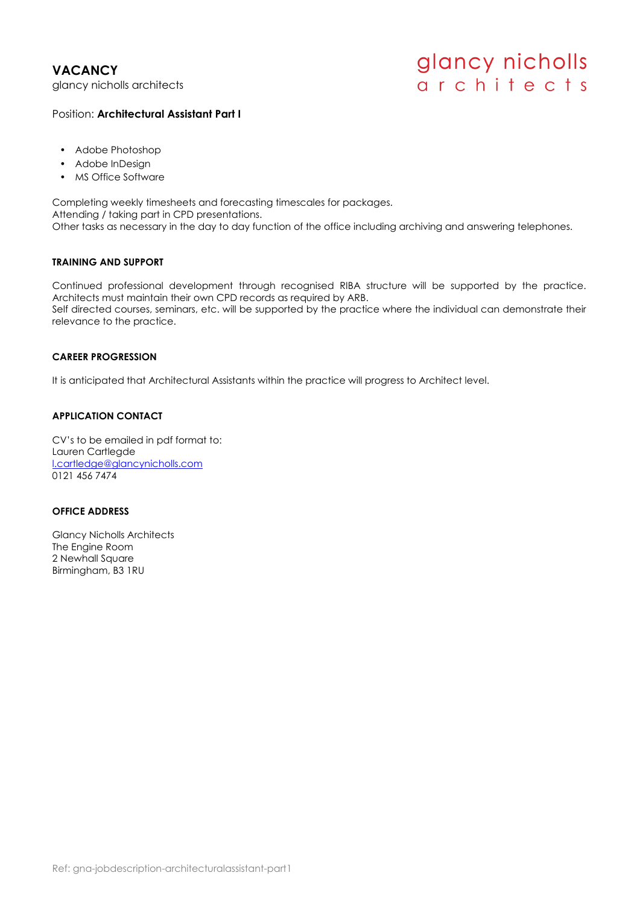**VACANCY**
glancy nicholls architects

glancy nicholls
architects

Position: **Architectural Assistant Part I**

- Adobe Photoshop
- Adobe InDesign
- MS Office Software

Completing weekly timesheets and forecasting timescales for packages.
Attending / taking part in CPD presentations.
Other tasks as necessary in the day to day function of the office including archiving and answering telephones.

#### TRAINING AND SUPPORT

Continued professional development through recognised RIBA structure will be supported by the practice. Architects must maintain their own CPD records as required by ARB.
Self directed courses, seminars, etc. will be supported by the practice where the individual can demonstrate their relevance to the practice.

#### CAREER PROGRESSION

It is anticipated that Architectural Assistants within the practice will progress to Architect level.

#### APPLICATION CONTACT

CV's to be emailed in pdf format to:
Lauren Cartlegde
l.cartledge@glancynicholls.com
0121 456 7474

#### OFFICE ADDRESS

Glancy Nicholls Architects
The Engine Room
2 Newhall Square
Birmingham, B3 1RU

Ref: gna-jobdescription-architecturalassistant-part1